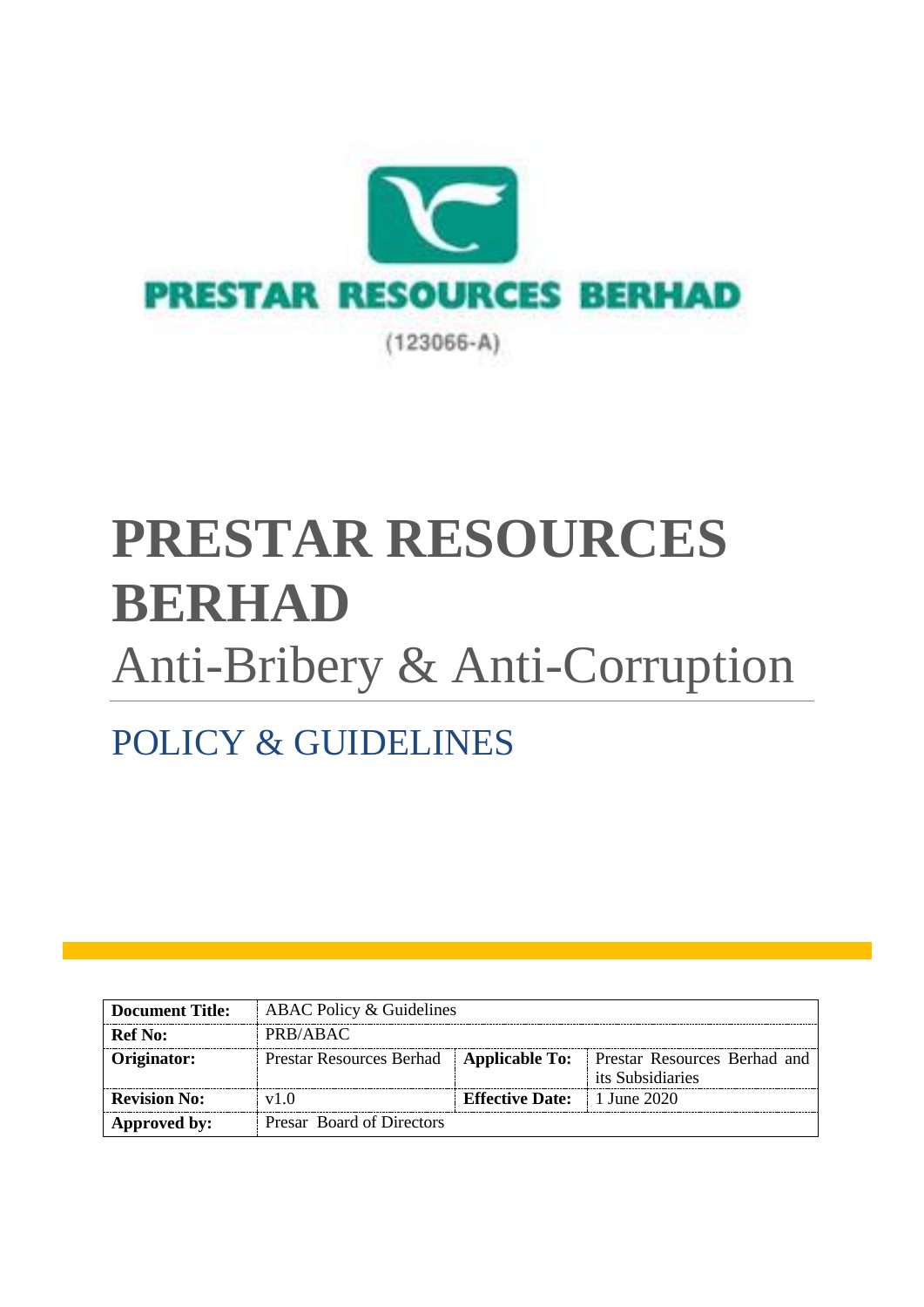PRESTAR RESOURCES BERHAD

(123066-A)

# PRESTAR RESOURCES BERHAD

Anti-Bribery & Anti-Corruption

## POLICY & GUIDELINES

| **Document Title:** | ABAC Policy & Guidelines | | |
|---|---|---|---|
| **Ref No:** | PRB/ABAC | | |
| **Originator:** | Prestar Resources Berhad | **Applicable To:** | Prestar Resources Berhad and its Subsidiaries |
| **Revision No:** | v1.0 | **Effective Date:** | 1 June 2020 |
| **Approved by:** | Presar Board of Directors | | |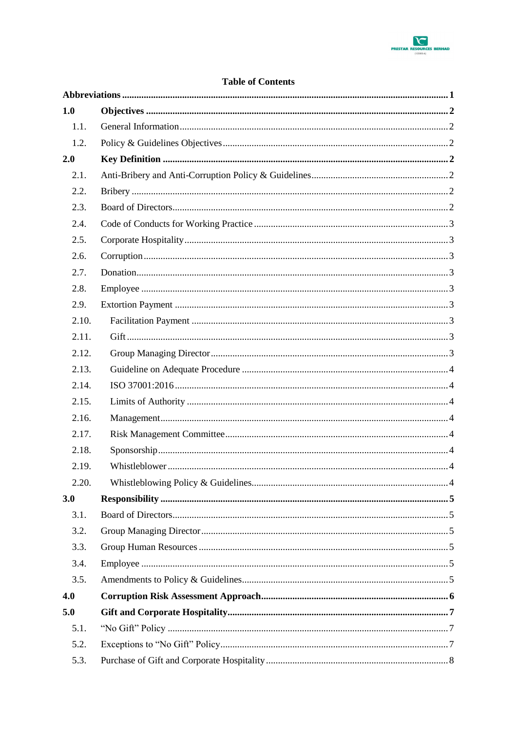## Table of Contents

**Abbreviations** ........ **1**

**1.0 Objectives** ........ **2**

- 1.1. General Information ........ 2
- 1.2. Policy & Guidelines Objectives ........ 2

**2.0 Key Definition** ........ **2**

- 2.1. Anti-Bribery and Anti-Corruption Policy & Guidelines ........ 2
- 2.2. Bribery ........ 2
- 2.3. Board of Directors ........ 2
- 2.4. Code of Conducts for Working Practice ........ 3
- 2.5. Corporate Hospitality ........ 3
- 2.6. Corruption ........ 3
- 2.7. Donation ........ 3
- 2.8. Employee ........ 3
- 2.9. Extortion Payment ........ 3
- 2.10. Facilitation Payment ........ 3
- 2.11. Gift ........ 3
- 2.12. Group Managing Director ........ 3
- 2.13. Guideline on Adequate Procedure ........ 4
- 2.14. ISO 37001:2016 ........ 4
- 2.15. Limits of Authority ........ 4
- 2.16. Management ........ 4
- 2.17. Risk Management Committee ........ 4
- 2.18. Sponsorship ........ 4
- 2.19. Whistleblower ........ 4
- 2.20. Whistleblowing Policy & Guidelines ........ 4

**3.0 Responsibility** ........ **5**

- 3.1. Board of Directors ........ 5
- 3.2. Group Managing Director ........ 5
- 3.3. Group Human Resources ........ 5
- 3.4. Employee ........ 5
- 3.5. Amendments to Policy & Guidelines ........ 5

**4.0 Corruption Risk Assessment Approach** ........ **6**

**5.0 Gift and Corporate Hospitality** ........ **7**

- 5.1. "No Gift" Policy ........ 7
- 5.2. Exceptions to "No Gift" Policy ........ 7
- 5.3. Purchase of Gift and Corporate Hospitality ........ 8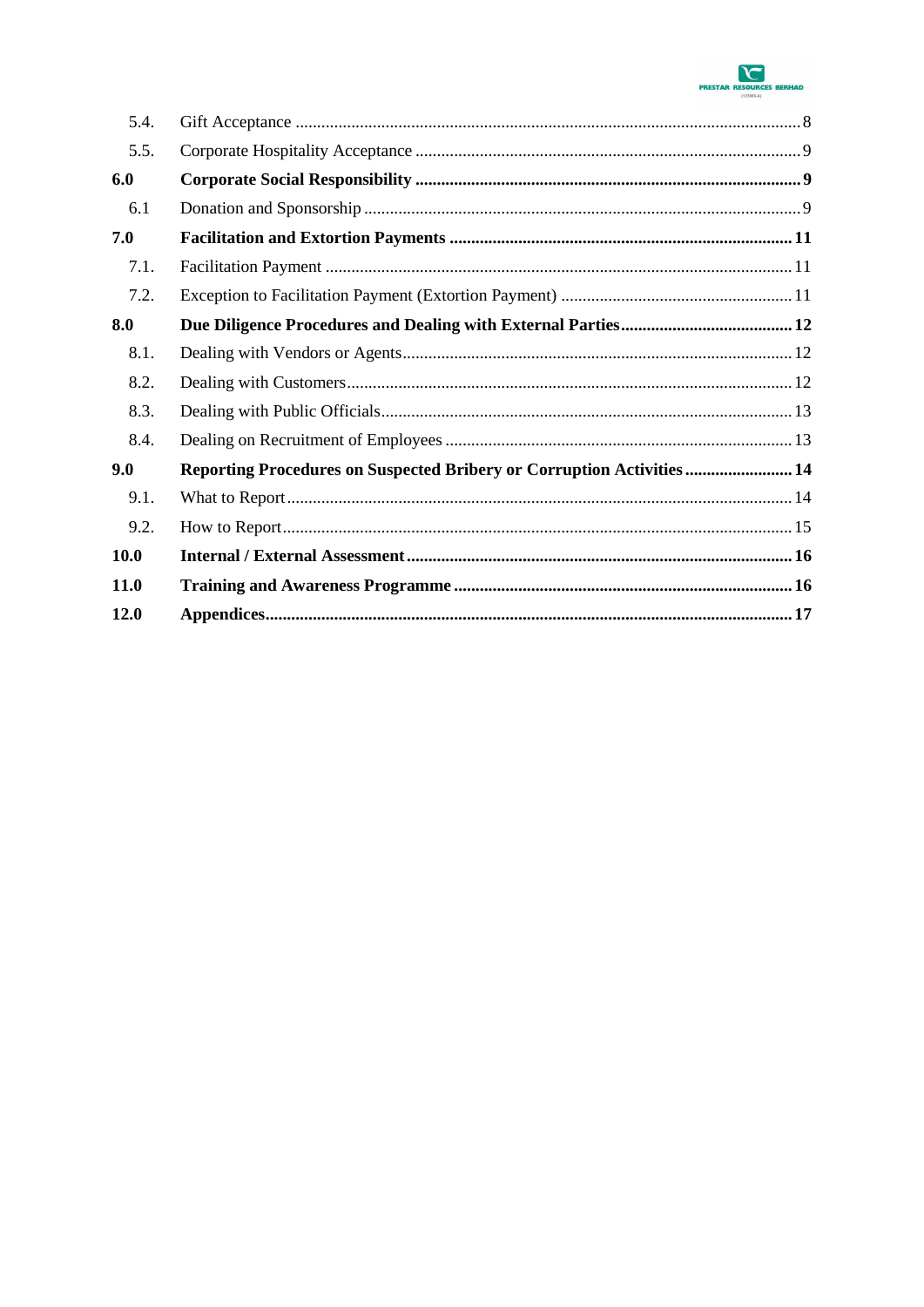| | | |
|---|---|---|
| 5.4. | Gift Acceptance | 8 |
| 5.5. | Corporate Hospitality Acceptance | 9 |
| **6.0** | **Corporate Social Responsibility** | **9** |
| 6.1 | Donation and Sponsorship | 9 |
| **7.0** | **Facilitation and Extortion Payments** | **11** |
| 7.1. | Facilitation Payment | 11 |
| 7.2. | Exception to Facilitation Payment (Extortion Payment) | 11 |
| **8.0** | **Due Diligence Procedures and Dealing with External Parties** | **12** |
| 8.1. | Dealing with Vendors or Agents | 12 |
| 8.2. | Dealing with Customers | 12 |
| 8.3. | Dealing with Public Officials | 13 |
| 8.4. | Dealing on Recruitment of Employees | 13 |
| **9.0** | **Reporting Procedures on Suspected Bribery or Corruption Activities** | **14** |
| 9.1. | What to Report | 14 |
| 9.2. | How to Report | 15 |
| **10.0** | **Internal / External Assessment** | **16** |
| **11.0** | **Training and Awareness Programme** | **16** |
| **12.0** | **Appendices** | **17** |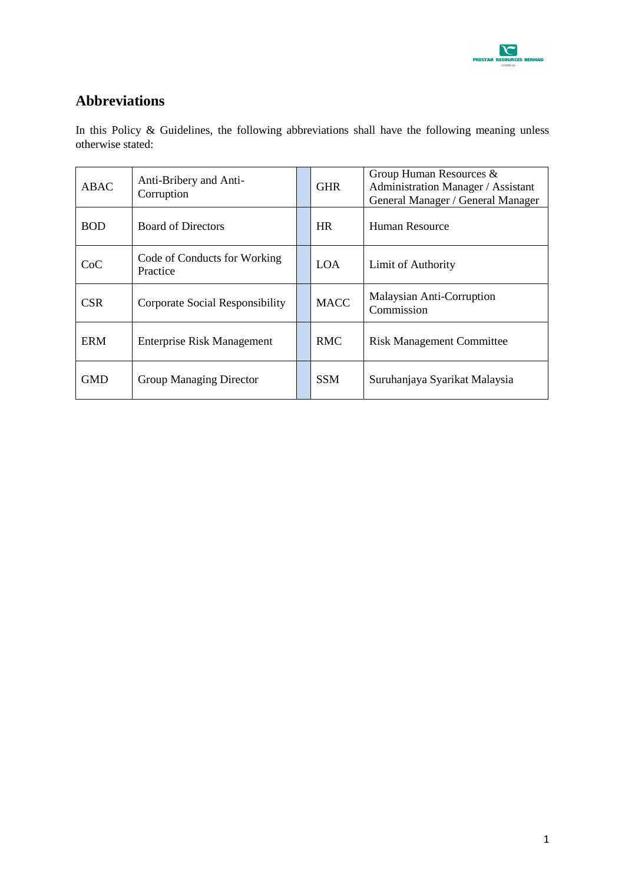## Abbreviations

In this Policy & Guidelines, the following abbreviations shall have the following meaning unless otherwise stated:

| | | | | |
|---|---|---|---|---|
| ABAC | Anti-Bribery and Anti-Corruption | | GHR | Group Human Resources & Administration Manager / Assistant General Manager / General Manager |
| BOD | Board of Directors | | HR | Human Resource |
| CoC | Code of Conducts for Working Practice | | LOA | Limit of Authority |
| CSR | Corporate Social Responsibility | | MACC | Malaysian Anti-Corruption Commission |
| ERM | Enterprise Risk Management | | RMC | Risk Management Committee |
| GMD | Group Managing Director | | SSM | Suruhanjaya Syarikat Malaysia |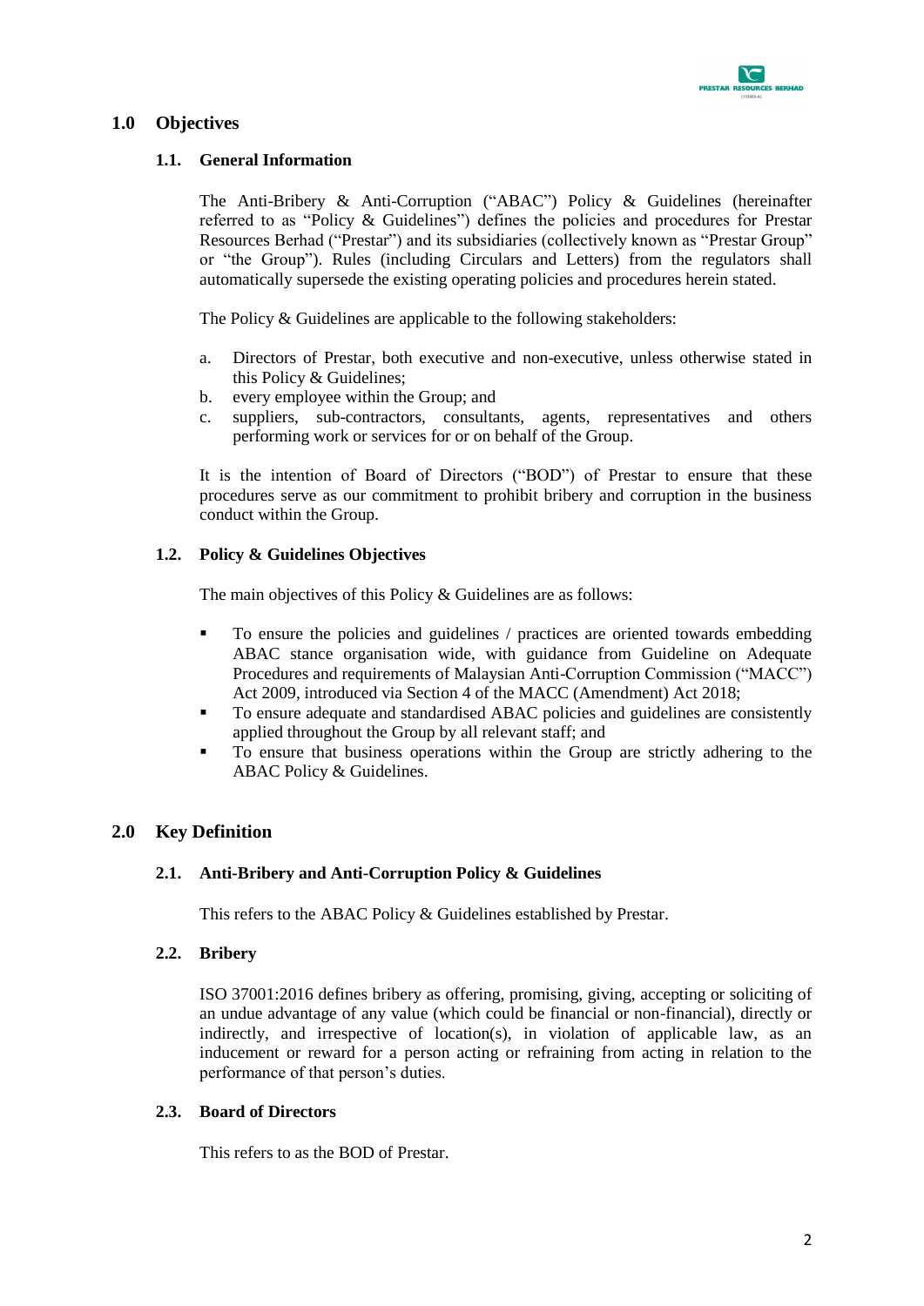## 1.0 Objectives

### 1.1. General Information

The Anti-Bribery & Anti-Corruption ("ABAC") Policy & Guidelines (hereinafter referred to as "Policy & Guidelines") defines the policies and procedures for Prestar Resources Berhad ("Prestar") and its subsidiaries (collectively known as "Prestar Group" or "the Group"). Rules (including Circulars and Letters) from the regulators shall automatically supersede the existing operating policies and procedures herein stated.

The Policy & Guidelines are applicable to the following stakeholders:

a. Directors of Prestar, both executive and non-executive, unless otherwise stated in this Policy & Guidelines;
b. every employee within the Group; and
c. suppliers, sub-contractors, consultants, agents, representatives and others performing work or services for or on behalf of the Group.

It is the intention of Board of Directors ("BOD") of Prestar to ensure that these procedures serve as our commitment to prohibit bribery and corruption in the business conduct within the Group.

### 1.2. Policy & Guidelines Objectives

The main objectives of this Policy & Guidelines are as follows:

- To ensure the policies and guidelines / practices are oriented towards embedding ABAC stance organisation wide, with guidance from Guideline on Adequate Procedures and requirements of Malaysian Anti-Corruption Commission ("MACC") Act 2009, introduced via Section 4 of the MACC (Amendment) Act 2018;
- To ensure adequate and standardised ABAC policies and guidelines are consistently applied throughout the Group by all relevant staff; and
- To ensure that business operations within the Group are strictly adhering to the ABAC Policy & Guidelines.

## 2.0 Key Definition

### 2.1. Anti-Bribery and Anti-Corruption Policy & Guidelines

This refers to the ABAC Policy & Guidelines established by Prestar.

### 2.2. Bribery

ISO 37001:2016 defines bribery as offering, promising, giving, accepting or soliciting of an undue advantage of any value (which could be financial or non-financial), directly or indirectly, and irrespective of location(s), in violation of applicable law, as an inducement or reward for a person acting or refraining from acting in relation to the performance of that person's duties.

### 2.3. Board of Directors

This refers to as the BOD of Prestar.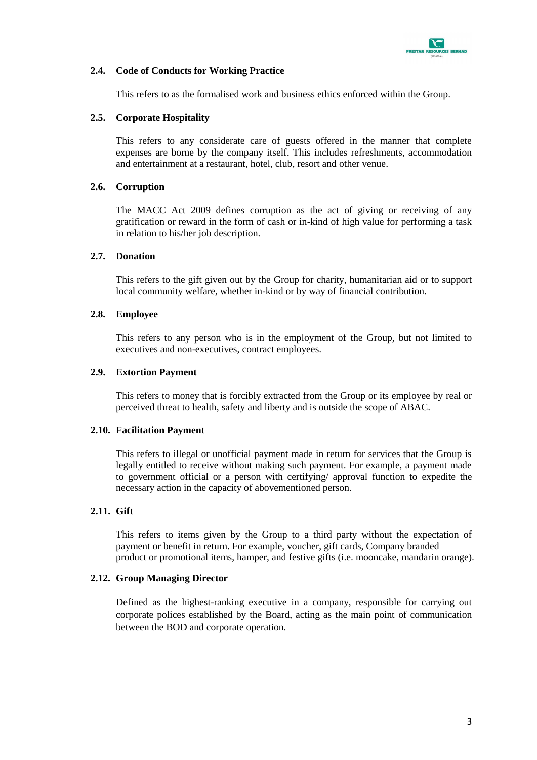### 2.4. Code of Conducts for Working Practice

This refers to as the formalised work and business ethics enforced within the Group.

### 2.5. Corporate Hospitality

This refers to any considerate care of guests offered in the manner that complete expenses are borne by the company itself. This includes refreshments, accommodation and entertainment at a restaurant, hotel, club, resort and other venue.

### 2.6. Corruption

The MACC Act 2009 defines corruption as the act of giving or receiving of any gratification or reward in the form of cash or in-kind of high value for performing a task in relation to his/her job description.

### 2.7. Donation

This refers to the gift given out by the Group for charity, humanitarian aid or to support local community welfare, whether in-kind or by way of financial contribution.

### 2.8. Employee

This refers to any person who is in the employment of the Group, but not limited to executives and non-executives, contract employees.

### 2.9. Extortion Payment

This refers to money that is forcibly extracted from the Group or its employee by real or perceived threat to health, safety and liberty and is outside the scope of ABAC.

### 2.10. Facilitation Payment

This refers to illegal or unofficial payment made in return for services that the Group is legally entitled to receive without making such payment. For example, a payment made to government official or a person with certifying/ approval function to expedite the necessary action in the capacity of abovementioned person.

### 2.11. Gift

This refers to items given by the Group to a third party without the expectation of payment or benefit in return. For example, voucher, gift cards, Company branded product or promotional items, hamper, and festive gifts (i.e. mooncake, mandarin orange).

### 2.12. Group Managing Director

Defined as the highest-ranking executive in a company, responsible for carrying out corporate polices established by the Board, acting as the main point of communication between the BOD and corporate operation.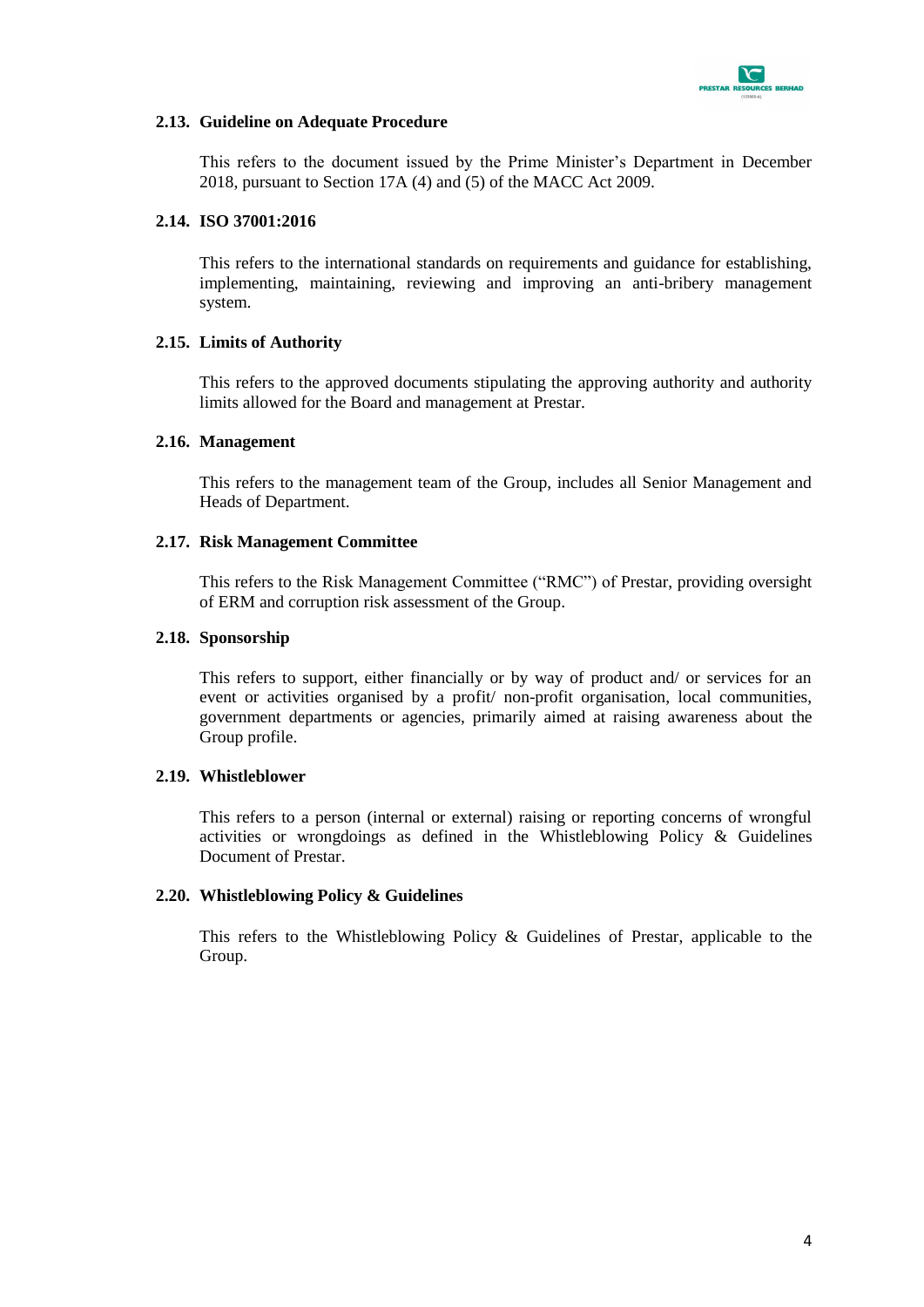### 2.13. Guideline on Adequate Procedure

This refers to the document issued by the Prime Minister's Department in December 2018, pursuant to Section 17A (4) and (5) of the MACC Act 2009.

### 2.14. ISO 37001:2016

This refers to the international standards on requirements and guidance for establishing, implementing, maintaining, reviewing and improving an anti-bribery management system.

### 2.15. Limits of Authority

This refers to the approved documents stipulating the approving authority and authority limits allowed for the Board and management at Prestar.

### 2.16. Management

This refers to the management team of the Group, includes all Senior Management and Heads of Department.

### 2.17. Risk Management Committee

This refers to the Risk Management Committee ("RMC") of Prestar, providing oversight of ERM and corruption risk assessment of the Group.

### 2.18. Sponsorship

This refers to support, either financially or by way of product and/ or services for an event or activities organised by a profit/ non-profit organisation, local communities, government departments or agencies, primarily aimed at raising awareness about the Group profile.

### 2.19. Whistleblower

This refers to a person (internal or external) raising or reporting concerns of wrongful activities or wrongdoings as defined in the Whistleblowing Policy & Guidelines Document of Prestar.

### 2.20. Whistleblowing Policy & Guidelines

This refers to the Whistleblowing Policy & Guidelines of Prestar, applicable to the Group.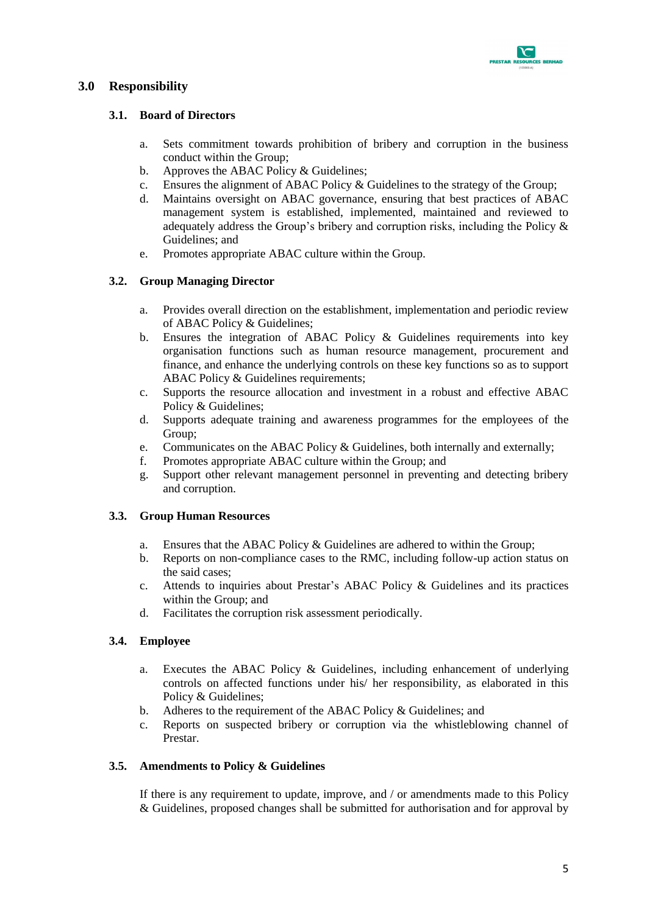## 3.0 Responsibility

### 3.1. Board of Directors

a. Sets commitment towards prohibition of bribery and corruption in the business conduct within the Group;
b. Approves the ABAC Policy & Guidelines;
c. Ensures the alignment of ABAC Policy & Guidelines to the strategy of the Group;
d. Maintains oversight on ABAC governance, ensuring that best practices of ABAC management system is established, implemented, maintained and reviewed to adequately address the Group's bribery and corruption risks, including the Policy & Guidelines; and
e. Promotes appropriate ABAC culture within the Group.

### 3.2. Group Managing Director

a. Provides overall direction on the establishment, implementation and periodic review of ABAC Policy & Guidelines;
b. Ensures the integration of ABAC Policy & Guidelines requirements into key organisation functions such as human resource management, procurement and finance, and enhance the underlying controls on these key functions so as to support ABAC Policy & Guidelines requirements;
c. Supports the resource allocation and investment in a robust and effective ABAC Policy & Guidelines;
d. Supports adequate training and awareness programmes for the employees of the Group;
e. Communicates on the ABAC Policy & Guidelines, both internally and externally;
f. Promotes appropriate ABAC culture within the Group; and
g. Support other relevant management personnel in preventing and detecting bribery and corruption.

### 3.3. Group Human Resources

a. Ensures that the ABAC Policy & Guidelines are adhered to within the Group;
b. Reports on non-compliance cases to the RMC, including follow-up action status on the said cases;
c. Attends to inquiries about Prestar's ABAC Policy & Guidelines and its practices within the Group; and
d. Facilitates the corruption risk assessment periodically.

### 3.4. Employee

a. Executes the ABAC Policy & Guidelines, including enhancement of underlying controls on affected functions under his/ her responsibility, as elaborated in this Policy & Guidelines;
b. Adheres to the requirement of the ABAC Policy & Guidelines; and
c. Reports on suspected bribery or corruption via the whistleblowing channel of Prestar.

### 3.5. Amendments to Policy & Guidelines

If there is any requirement to update, improve, and / or amendments made to this Policy & Guidelines, proposed changes shall be submitted for authorisation and for approval by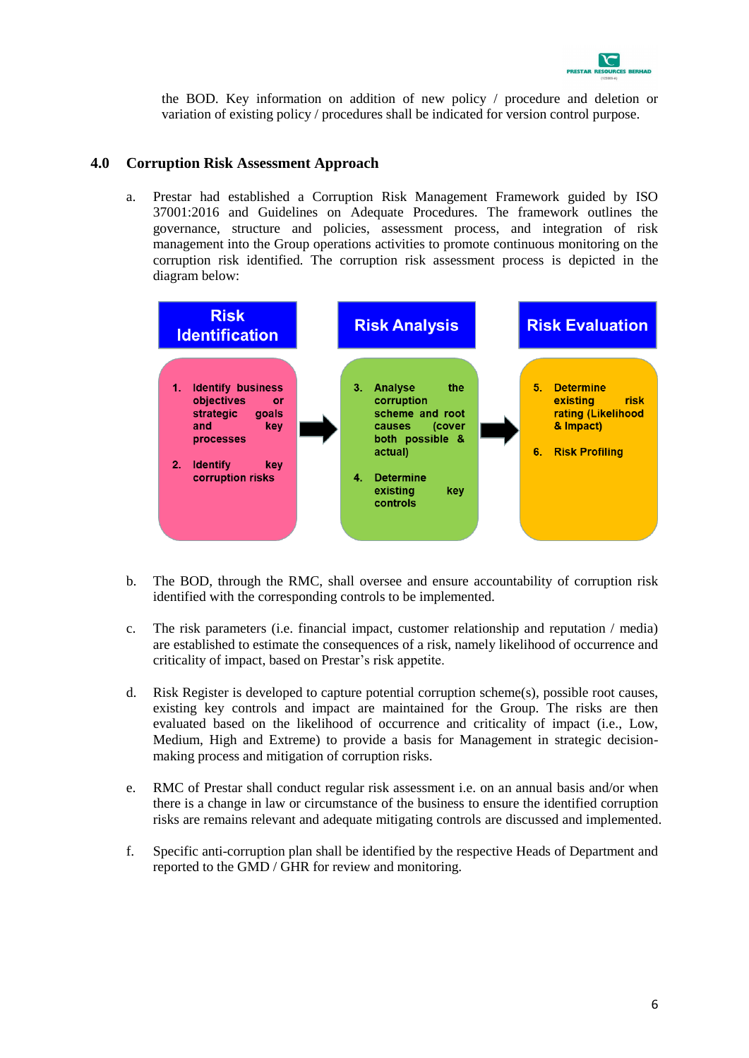the BOD. Key information on addition of new policy / procedure and deletion or variation of existing policy / procedures shall be indicated for version control purpose.

## 4.0 Corruption Risk Assessment Approach

a. Prestar had established a Corruption Risk Management Framework guided by ISO 37001:2016 and Guidelines on Adequate Procedures. The framework outlines the governance, structure and policies, assessment process, and integration of risk management into the Group operations activities to promote continuous monitoring on the corruption risk identified. The corruption risk assessment process is depicted in the diagram below:

| Risk Identification | Risk Analysis | Risk Evaluation |
|---|---|---|
| 1. Identify business objectives or strategic goals and key processes<br>2. Identify key corruption risks | 3. Analyse the corruption scheme and root causes (cover both possible & actual)<br>4. Determine existing key controls | 5. Determine existing risk rating (Likelihood & Impact)<br>6. Risk Profiling |

b. The BOD, through the RMC, shall oversee and ensure accountability of corruption risk identified with the corresponding controls to be implemented.

c. The risk parameters (i.e. financial impact, customer relationship and reputation / media) are established to estimate the consequences of a risk, namely likelihood of occurrence and criticality of impact, based on Prestar's risk appetite.

d. Risk Register is developed to capture potential corruption scheme(s), possible root causes, existing key controls and impact are maintained for the Group. The risks are then evaluated based on the likelihood of occurrence and criticality of impact (i.e., Low, Medium, High and Extreme) to provide a basis for Management in strategic decision-making process and mitigation of corruption risks.

e. RMC of Prestar shall conduct regular risk assessment i.e. on an annual basis and/or when there is a change in law or circumstance of the business to ensure the identified corruption risks are remains relevant and adequate mitigating controls are discussed and implemented.

f. Specific anti-corruption plan shall be identified by the respective Heads of Department and reported to the GMD / GHR for review and monitoring.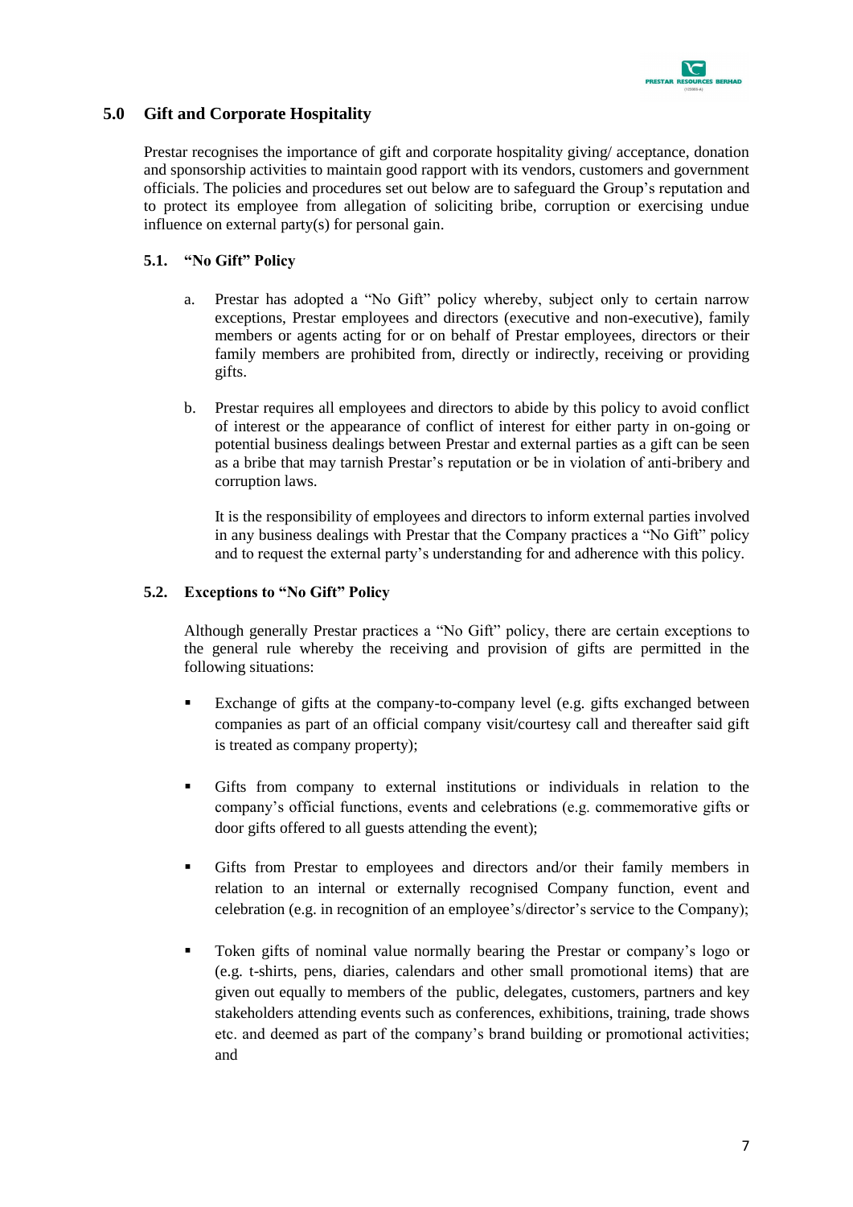## 5.0 Gift and Corporate Hospitality

Prestar recognises the importance of gift and corporate hospitality giving/ acceptance, donation and sponsorship activities to maintain good rapport with its vendors, customers and government officials. The policies and procedures set out below are to safeguard the Group's reputation and to protect its employee from allegation of soliciting bribe, corruption or exercising undue influence on external party(s) for personal gain.

### 5.1. "No Gift" Policy

a. Prestar has adopted a "No Gift" policy whereby, subject only to certain narrow exceptions, Prestar employees and directors (executive and non-executive), family members or agents acting for or on behalf of Prestar employees, directors or their family members are prohibited from, directly or indirectly, receiving or providing gifts.

b. Prestar requires all employees and directors to abide by this policy to avoid conflict of interest or the appearance of conflict of interest for either party in on-going or potential business dealings between Prestar and external parties as a gift can be seen as a bribe that may tarnish Prestar's reputation or be in violation of anti-bribery and corruption laws.

   It is the responsibility of employees and directors to inform external parties involved in any business dealings with Prestar that the Company practices a "No Gift" policy and to request the external party's understanding for and adherence with this policy.

### 5.2. Exceptions to "No Gift" Policy

Although generally Prestar practices a "No Gift" policy, there are certain exceptions to the general rule whereby the receiving and provision of gifts are permitted in the following situations:

- Exchange of gifts at the company-to-company level (e.g. gifts exchanged between companies as part of an official company visit/courtesy call and thereafter said gift is treated as company property);
- Gifts from company to external institutions or individuals in relation to the company's official functions, events and celebrations (e.g. commemorative gifts or door gifts offered to all guests attending the event);
- Gifts from Prestar to employees and directors and/or their family members in relation to an internal or externally recognised Company function, event and celebration (e.g. in recognition of an employee's/director's service to the Company);
- Token gifts of nominal value normally bearing the Prestar or company's logo or (e.g. t-shirts, pens, diaries, calendars and other small promotional items) that are given out equally to members of the public, delegates, customers, partners and key stakeholders attending events such as conferences, exhibitions, training, trade shows etc. and deemed as part of the company's brand building or promotional activities; and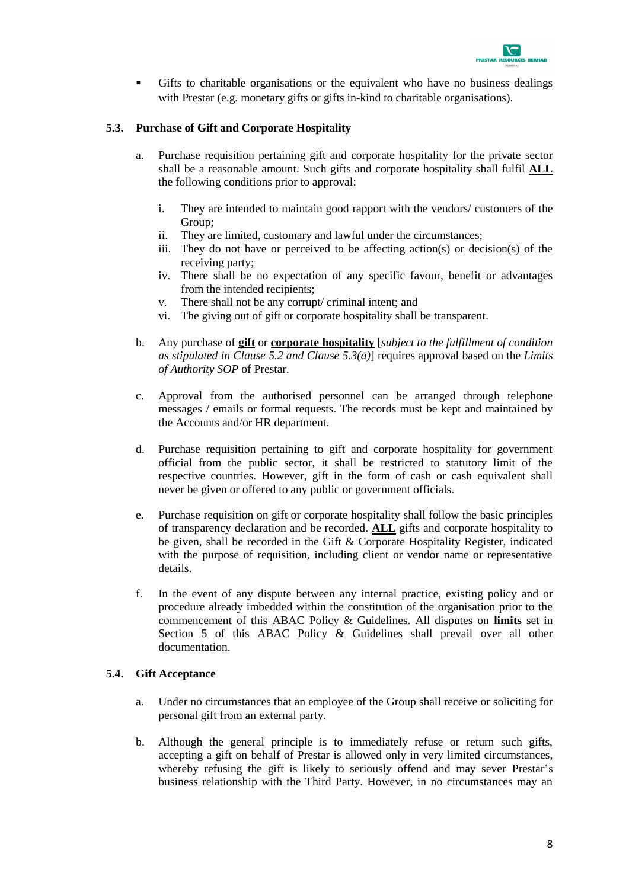- Gifts to charitable organisations or the equivalent who have no business dealings with Prestar (e.g. monetary gifts or gifts in-kind to charitable organisations).

### 5.3. Purchase of Gift and Corporate Hospitality

a. Purchase requisition pertaining gift and corporate hospitality for the private sector shall be a reasonable amount. Such gifts and corporate hospitality shall fulfil **ALL** the following conditions prior to approval:

   i. They are intended to maintain good rapport with the vendors/ customers of the Group;
   ii. They are limited, customary and lawful under the circumstances;
   iii. They do not have or perceived to be affecting action(s) or decision(s) of the receiving party;
   iv. There shall be no expectation of any specific favour, benefit or advantages from the intended recipients;
   v. There shall not be any corrupt/ criminal intent; and
   vi. The giving out of gift or corporate hospitality shall be transparent.

b. Any purchase of **gift** or **corporate hospitality** [*subject to the fulfillment of condition as stipulated in Clause 5.2 and Clause 5.3(a)*] requires approval based on the *Limits of Authority SOP* of Prestar.

c. Approval from the authorised personnel can be arranged through telephone messages / emails or formal requests. The records must be kept and maintained by the Accounts and/or HR department.

d. Purchase requisition pertaining to gift and corporate hospitality for government official from the public sector, it shall be restricted to statutory limit of the respective countries. However, gift in the form of cash or cash equivalent shall never be given or offered to any public or government officials.

e. Purchase requisition on gift or corporate hospitality shall follow the basic principles of transparency declaration and be recorded. **ALL** gifts and corporate hospitality to be given, shall be recorded in the Gift & Corporate Hospitality Register, indicated with the purpose of requisition, including client or vendor name or representative details.

f. In the event of any dispute between any internal practice, existing policy and or procedure already imbedded within the constitution of the organisation prior to the commencement of this ABAC Policy & Guidelines. All disputes on **limits** set in Section 5 of this ABAC Policy & Guidelines shall prevail over all other documentation.

### 5.4. Gift Acceptance

a. Under no circumstances that an employee of the Group shall receive or soliciting for personal gift from an external party.

b. Although the general principle is to immediately refuse or return such gifts, accepting a gift on behalf of Prestar is allowed only in very limited circumstances, whereby refusing the gift is likely to seriously offend and may sever Prestar's business relationship with the Third Party. However, in no circumstances may an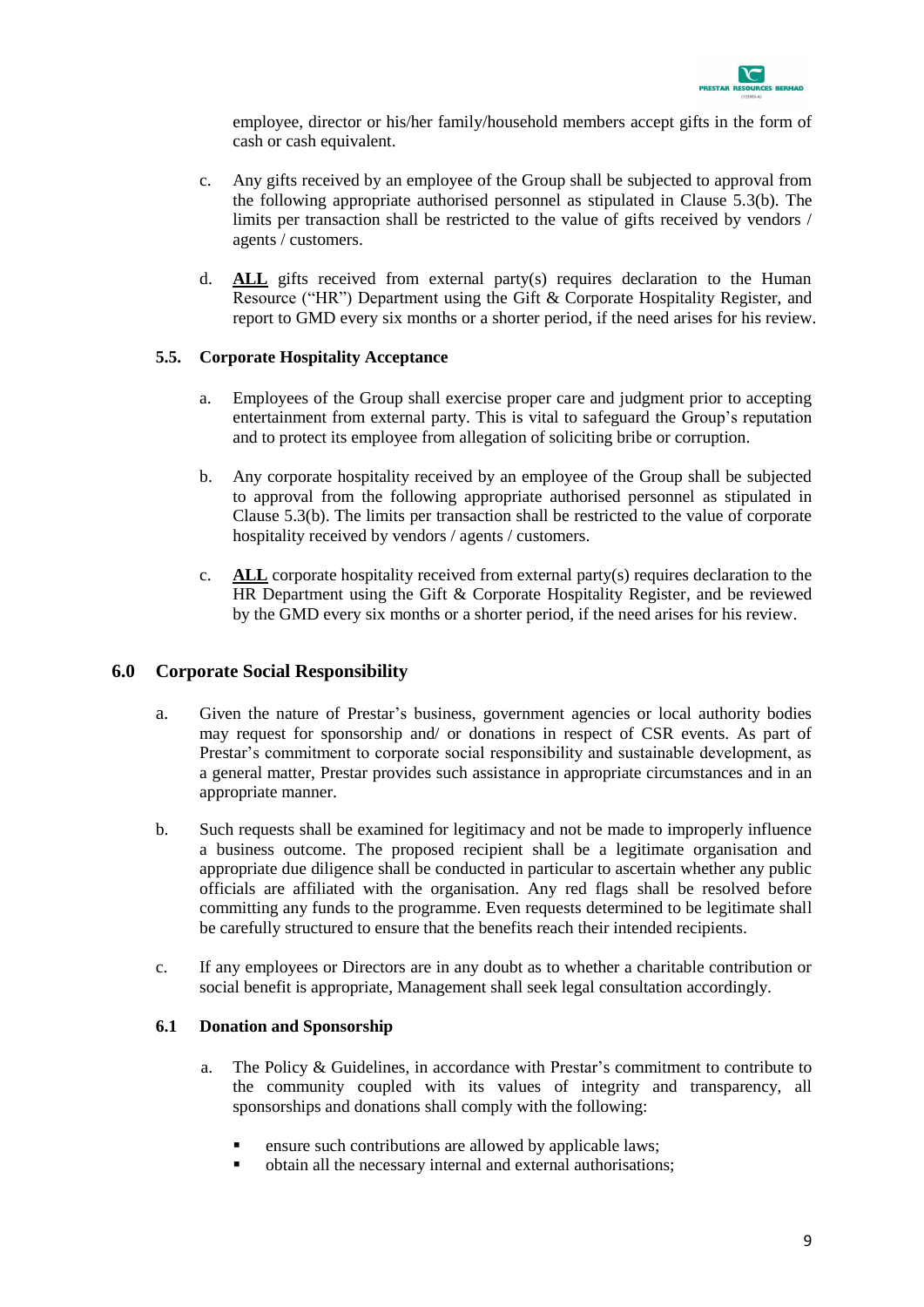employee, director or his/her family/household members accept gifts in the form of cash or cash equivalent.

c. Any gifts received by an employee of the Group shall be subjected to approval from the following appropriate authorised personnel as stipulated in Clause 5.3(b). The limits per transaction shall be restricted to the value of gifts received by vendors / agents / customers.

d. **ALL** gifts received from external party(s) requires declaration to the Human Resource ("HR") Department using the Gift & Corporate Hospitality Register, and report to GMD every six months or a shorter period, if the need arises for his review.

### 5.5. Corporate Hospitality Acceptance

a. Employees of the Group shall exercise proper care and judgment prior to accepting entertainment from external party. This is vital to safeguard the Group's reputation and to protect its employee from allegation of soliciting bribe or corruption.

b. Any corporate hospitality received by an employee of the Group shall be subjected to approval from the following appropriate authorised personnel as stipulated in Clause 5.3(b). The limits per transaction shall be restricted to the value of corporate hospitality received by vendors / agents / customers.

c. **ALL** corporate hospitality received from external party(s) requires declaration to the HR Department using the Gift & Corporate Hospitality Register, and be reviewed by the GMD every six months or a shorter period, if the need arises for his review.

## 6.0 Corporate Social Responsibility

a. Given the nature of Prestar's business, government agencies or local authority bodies may request for sponsorship and/ or donations in respect of CSR events. As part of Prestar's commitment to corporate social responsibility and sustainable development, as a general matter, Prestar provides such assistance in appropriate circumstances and in an appropriate manner.

b. Such requests shall be examined for legitimacy and not be made to improperly influence a business outcome. The proposed recipient shall be a legitimate organisation and appropriate due diligence shall be conducted in particular to ascertain whether any public officials are affiliated with the organisation. Any red flags shall be resolved before committing any funds to the programme. Even requests determined to be legitimate shall be carefully structured to ensure that the benefits reach their intended recipients.

c. If any employees or Directors are in any doubt as to whether a charitable contribution or social benefit is appropriate, Management shall seek legal consultation accordingly.

### 6.1 Donation and Sponsorship

a. The Policy & Guidelines, in accordance with Prestar's commitment to contribute to the community coupled with its values of integrity and transparency, all sponsorships and donations shall comply with the following:

- ensure such contributions are allowed by applicable laws;
- obtain all the necessary internal and external authorisations;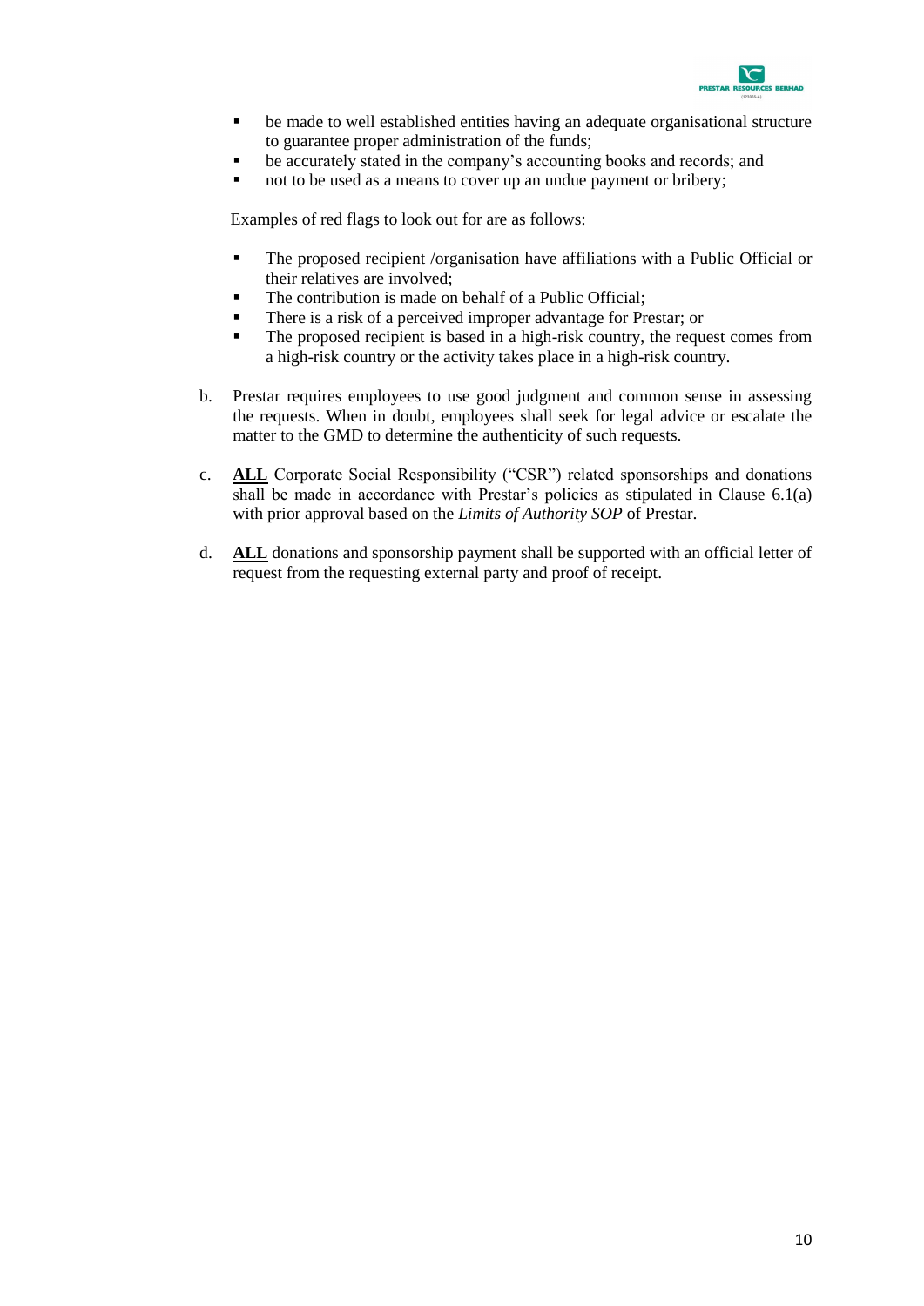- be made to well established entities having an adequate organisational structure to guarantee proper administration of the funds;
- be accurately stated in the company's accounting books and records; and
- not to be used as a means to cover up an undue payment or bribery;

Examples of red flags to look out for are as follows:

- The proposed recipient /organisation have affiliations with a Public Official or their relatives are involved;
- The contribution is made on behalf of a Public Official;
- There is a risk of a perceived improper advantage for Prestar; or
- The proposed recipient is based in a high-risk country, the request comes from a high-risk country or the activity takes place in a high-risk country.

b. Prestar requires employees to use good judgment and common sense in assessing the requests. When in doubt, employees shall seek for legal advice or escalate the matter to the GMD to determine the authenticity of such requests.

c. **ALL** Corporate Social Responsibility ("CSR") related sponsorships and donations shall be made in accordance with Prestar's policies as stipulated in Clause 6.1(a) with prior approval based on the *Limits of Authority SOP* of Prestar.

d. **ALL** donations and sponsorship payment shall be supported with an official letter of request from the requesting external party and proof of receipt.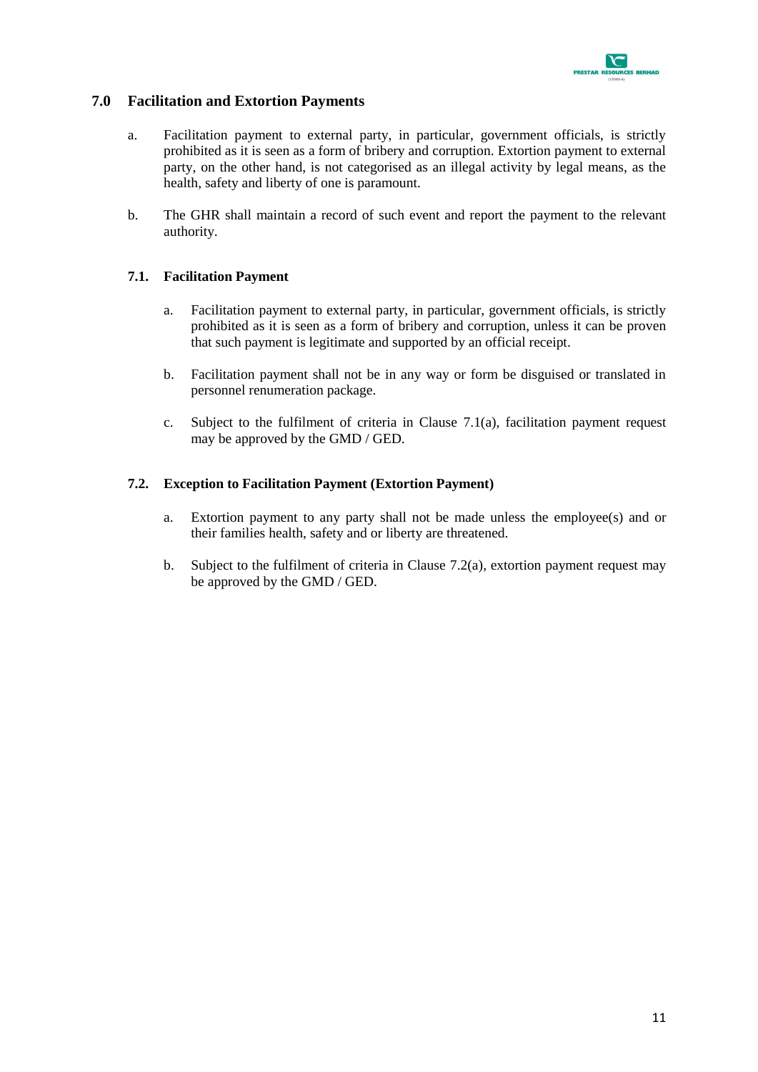## 7.0 Facilitation and Extortion Payments

a. Facilitation payment to external party, in particular, government officials, is strictly prohibited as it is seen as a form of bribery and corruption. Extortion payment to external party, on the other hand, is not categorised as an illegal activity by legal means, as the health, safety and liberty of one is paramount.

b. The GHR shall maintain a record of such event and report the payment to the relevant authority.

### 7.1. Facilitation Payment

a. Facilitation payment to external party, in particular, government officials, is strictly prohibited as it is seen as a form of bribery and corruption, unless it can be proven that such payment is legitimate and supported by an official receipt.

b. Facilitation payment shall not be in any way or form be disguised or translated in personnel renumeration package.

c. Subject to the fulfilment of criteria in Clause 7.1(a), facilitation payment request may be approved by the GMD / GED.

### 7.2. Exception to Facilitation Payment (Extortion Payment)

a. Extortion payment to any party shall not be made unless the employee(s) and or their families health, safety and or liberty are threatened.

b. Subject to the fulfilment of criteria in Clause 7.2(a), extortion payment request may be approved by the GMD / GED.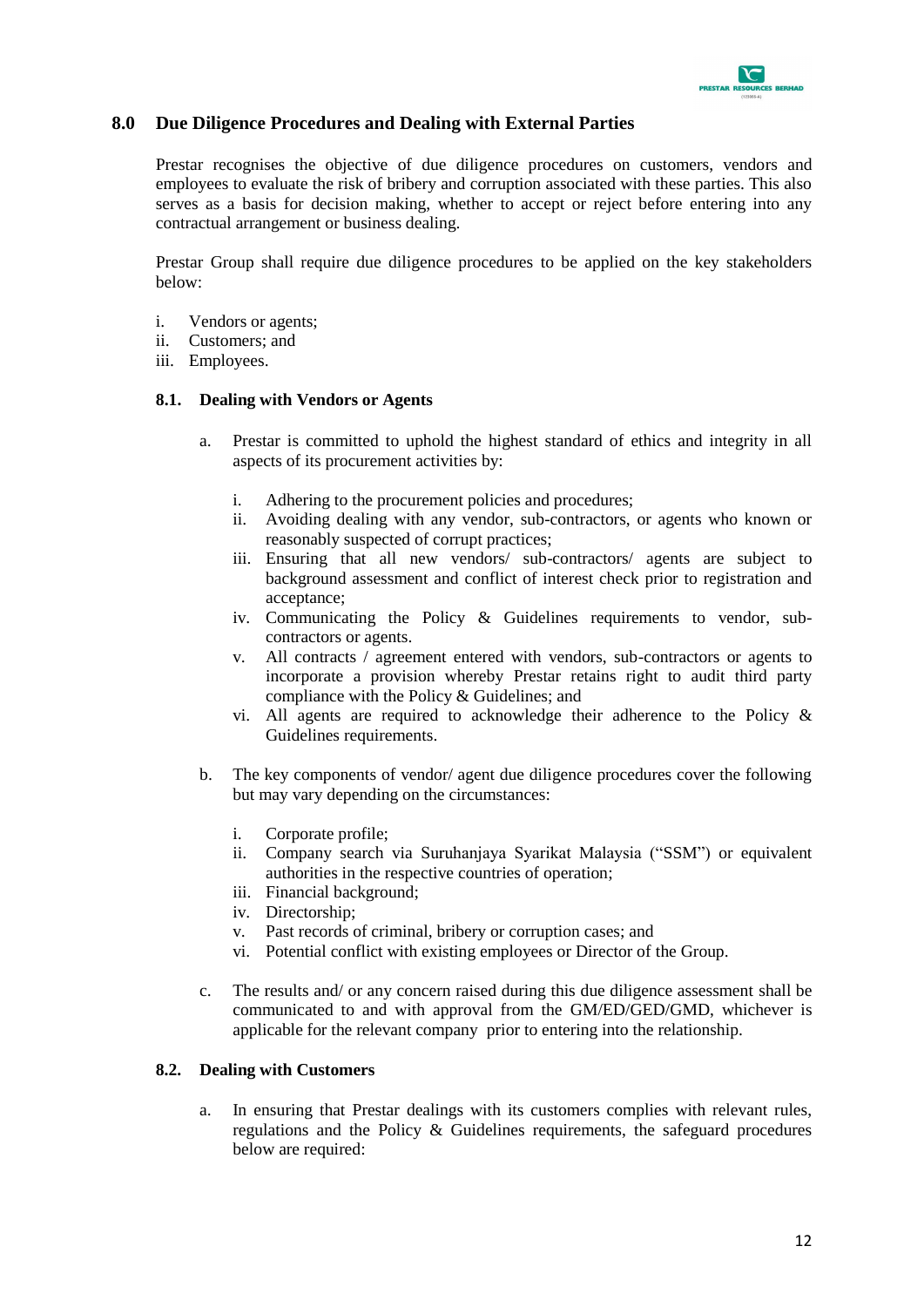## 8.0 Due Diligence Procedures and Dealing with External Parties

Prestar recognises the objective of due diligence procedures on customers, vendors and employees to evaluate the risk of bribery and corruption associated with these parties. This also serves as a basis for decision making, whether to accept or reject before entering into any contractual arrangement or business dealing.

Prestar Group shall require due diligence procedures to be applied on the key stakeholders below:

i. Vendors or agents;
ii. Customers; and
iii. Employees.

### 8.1. Dealing with Vendors or Agents

a. Prestar is committed to uphold the highest standard of ethics and integrity in all aspects of its procurement activities by:

   i. Adhering to the procurement policies and procedures;
   ii. Avoiding dealing with any vendor, sub-contractors, or agents who known or reasonably suspected of corrupt practices;
   iii. Ensuring that all new vendors/ sub-contractors/ agents are subject to background assessment and conflict of interest check prior to registration and acceptance;
   iv. Communicating the Policy & Guidelines requirements to vendor, sub-contractors or agents.
   v. All contracts / agreement entered with vendors, sub-contractors or agents to incorporate a provision whereby Prestar retains right to audit third party compliance with the Policy & Guidelines; and
   vi. All agents are required to acknowledge their adherence to the Policy & Guidelines requirements.

b. The key components of vendor/ agent due diligence procedures cover the following but may vary depending on the circumstances:

   i. Corporate profile;
   ii. Company search via Suruhanjaya Syarikat Malaysia ("SSM") or equivalent authorities in the respective countries of operation;
   iii. Financial background;
   iv. Directorship;
   v. Past records of criminal, bribery or corruption cases; and
   vi. Potential conflict with existing employees or Director of the Group.

c. The results and/ or any concern raised during this due diligence assessment shall be communicated to and with approval from the GM/ED/GED/GMD, whichever is applicable for the relevant company prior to entering into the relationship.

### 8.2. Dealing with Customers

a. In ensuring that Prestar dealings with its customers complies with relevant rules, regulations and the Policy & Guidelines requirements, the safeguard procedures below are required: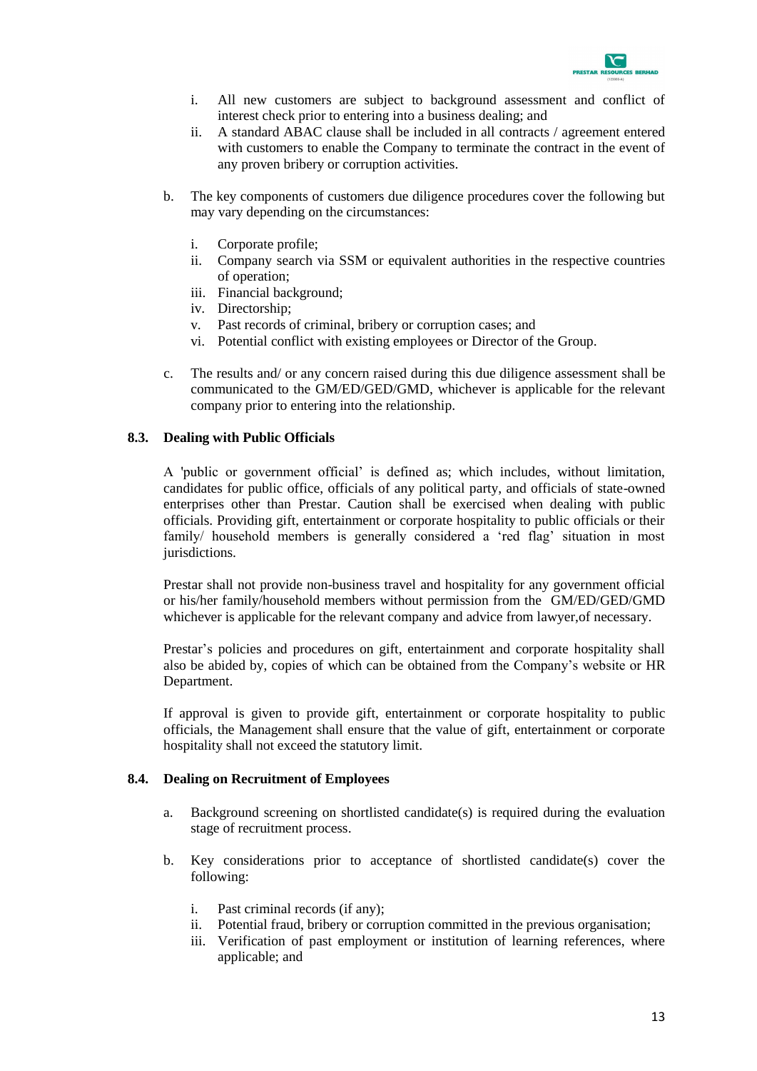i. All new customers are subject to background assessment and conflict of interest check prior to entering into a business dealing; and
ii. A standard ABAC clause shall be included in all contracts / agreement entered with customers to enable the Company to terminate the contract in the event of any proven bribery or corruption activities.

b. The key components of customers due diligence procedures cover the following but may vary depending on the circumstances:

   i. Corporate profile;
   ii. Company search via SSM or equivalent authorities in the respective countries of operation;
   iii. Financial background;
   iv. Directorship;
   v. Past records of criminal, bribery or corruption cases; and
   vi. Potential conflict with existing employees or Director of the Group.

c. The results and/ or any concern raised during this due diligence assessment shall be communicated to the GM/ED/GED/GMD, whichever is applicable for the relevant company prior to entering into the relationship.

### 8.3. Dealing with Public Officials

A 'public or government official' is defined as; which includes, without limitation, candidates for public office, officials of any political party, and officials of state-owned enterprises other than Prestar. Caution shall be exercised when dealing with public officials. Providing gift, entertainment or corporate hospitality to public officials or their family/ household members is generally considered a 'red flag' situation in most jurisdictions.

Prestar shall not provide non-business travel and hospitality for any government official or his/her family/household members without permission from the GM/ED/GED/GMD whichever is applicable for the relevant company and advice from lawyer,of necessary.

Prestar's policies and procedures on gift, entertainment and corporate hospitality shall also be abided by, copies of which can be obtained from the Company's website or HR Department.

If approval is given to provide gift, entertainment or corporate hospitality to public officials, the Management shall ensure that the value of gift, entertainment or corporate hospitality shall not exceed the statutory limit.

### 8.4. Dealing on Recruitment of Employees

a. Background screening on shortlisted candidate(s) is required during the evaluation stage of recruitment process.

b. Key considerations prior to acceptance of shortlisted candidate(s) cover the following:

   i. Past criminal records (if any);
   ii. Potential fraud, bribery or corruption committed in the previous organisation;
   iii. Verification of past employment or institution of learning references, where applicable; and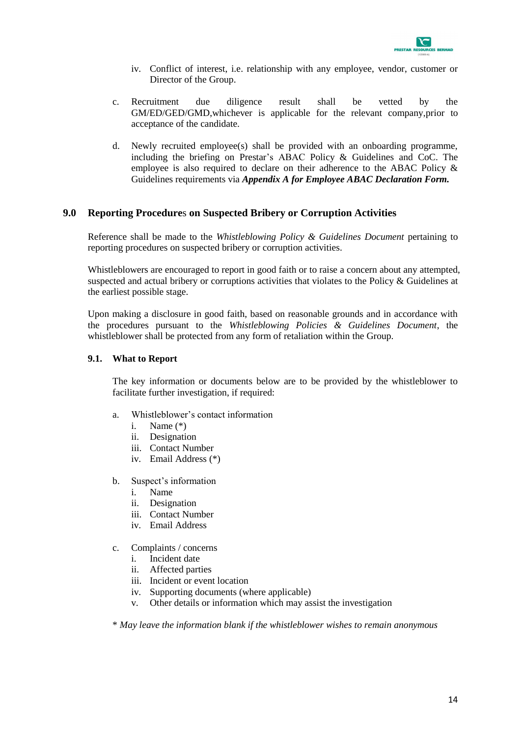iv. Conflict of interest, i.e. relationship with any employee, vendor, customer or Director of the Group.

c. Recruitment due diligence result shall be vetted by the GM/ED/GED/GMD,whichever is applicable for the relevant company,prior to acceptance of the candidate.

d. Newly recruited employee(s) shall be provided with an onboarding programme, including the briefing on Prestar's ABAC Policy & Guidelines and CoC. The employee is also required to declare on their adherence to the ABAC Policy & Guidelines requirements via ***Appendix A for Employee ABAC Declaration Form.***

## 9.0 Reporting Procedures on Suspected Bribery or Corruption Activities

Reference shall be made to the *Whistleblowing Policy & Guidelines Document* pertaining to reporting procedures on suspected bribery or corruption activities.

Whistleblowers are encouraged to report in good faith or to raise a concern about any attempted, suspected and actual bribery or corruptions activities that violates to the Policy & Guidelines at the earliest possible stage.

Upon making a disclosure in good faith, based on reasonable grounds and in accordance with the procedures pursuant to the *Whistleblowing Policies & Guidelines Document*, the whistleblower shall be protected from any form of retaliation within the Group.

### 9.1. What to Report

The key information or documents below are to be provided by the whistleblower to facilitate further investigation, if required:

a. Whistleblower's contact information
   i. Name (*)
   ii. Designation
   iii. Contact Number
   iv. Email Address (*)

b. Suspect's information
   i. Name
   ii. Designation
   iii. Contact Number
   iv. Email Address

c. Complaints / concerns
   i. Incident date
   ii. Affected parties
   iii. Incident or event location
   iv. Supporting documents (where applicable)
   v. Other details or information which may assist the investigation

\* *May leave the information blank if the whistleblower wishes to remain anonymous*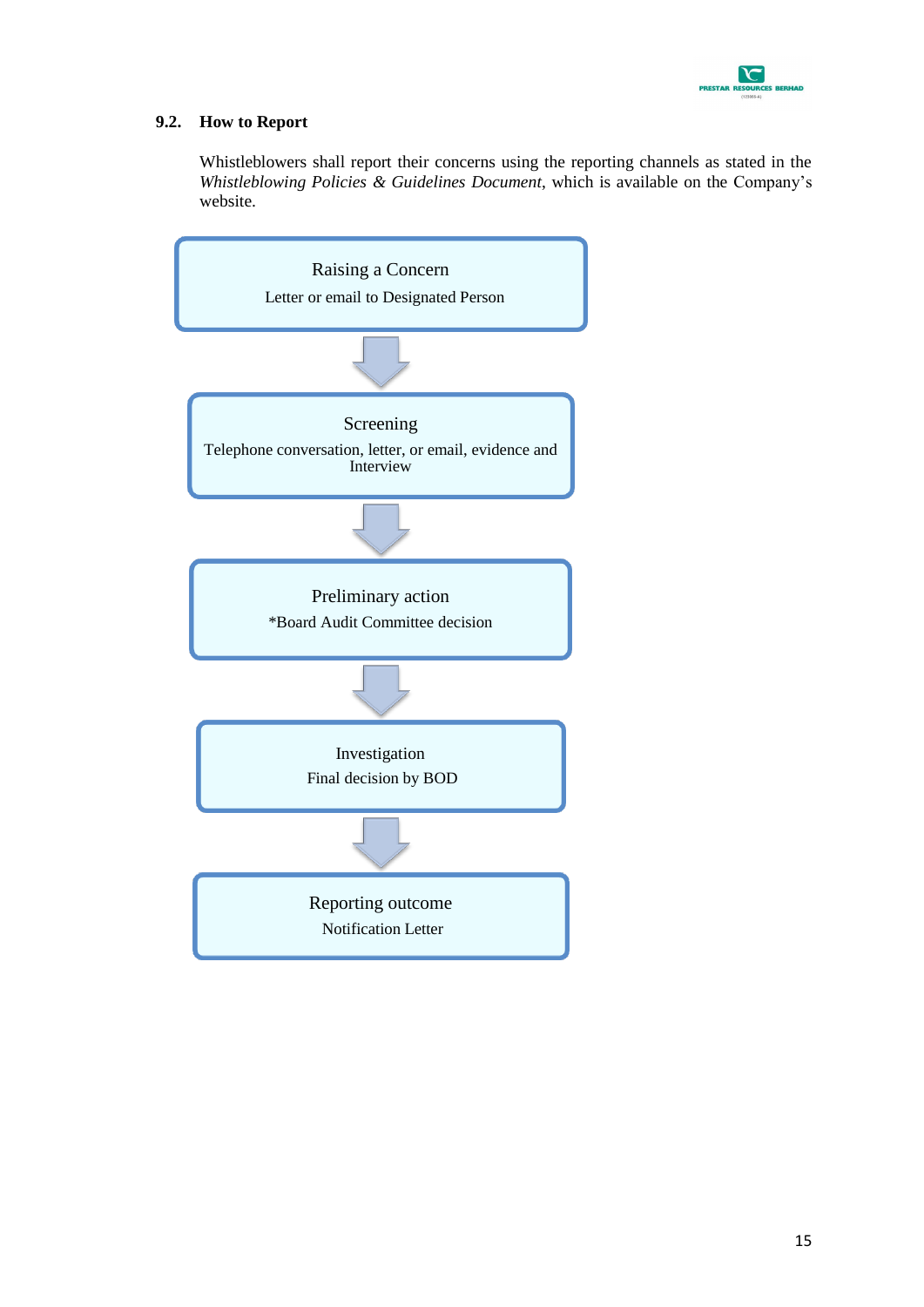### 9.2. How to Report

Whistleblowers shall report their concerns using the reporting channels as stated in the *Whistleblowing Policies & Guidelines Document*, which is available on the Company's website.

**Raising a Concern**
Letter or email to Designated Person

↓

**Screening**
Telephone conversation, letter, or email, evidence and Interview

↓

**Preliminary action**
*Board Audit Committee decision

↓

**Investigation**
Final decision by BOD

↓

**Reporting outcome**
Notification Letter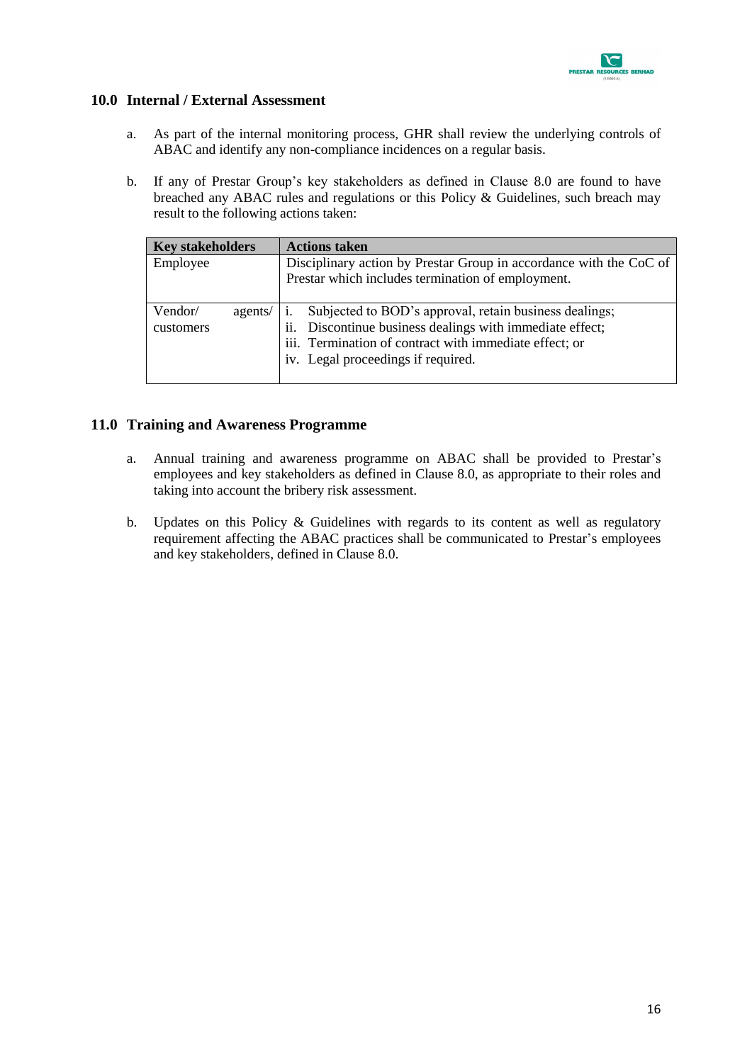## 10.0 Internal / External Assessment

a. As part of the internal monitoring process, GHR shall review the underlying controls of ABAC and identify any non-compliance incidences on a regular basis.

b. If any of Prestar Group's key stakeholders as defined in Clause 8.0 are found to have breached any ABAC rules and regulations or this Policy & Guidelines, such breach may result to the following actions taken:

| Key stakeholders | Actions taken |
|---|---|
| Employee | Disciplinary action by Prestar Group in accordance with the CoC of Prestar which includes termination of employment. |
| Vendor/ agents/ customers | i. Subjected to BOD's approval, retain business dealings;<br>ii. Discontinue business dealings with immediate effect;<br>iii. Termination of contract with immediate effect; or<br>iv. Legal proceedings if required. |

## 11.0 Training and Awareness Programme

a. Annual training and awareness programme on ABAC shall be provided to Prestar's employees and key stakeholders as defined in Clause 8.0, as appropriate to their roles and taking into account the bribery risk assessment.

b. Updates on this Policy & Guidelines with regards to its content as well as regulatory requirement affecting the ABAC practices shall be communicated to Prestar's employees and key stakeholders, defined in Clause 8.0.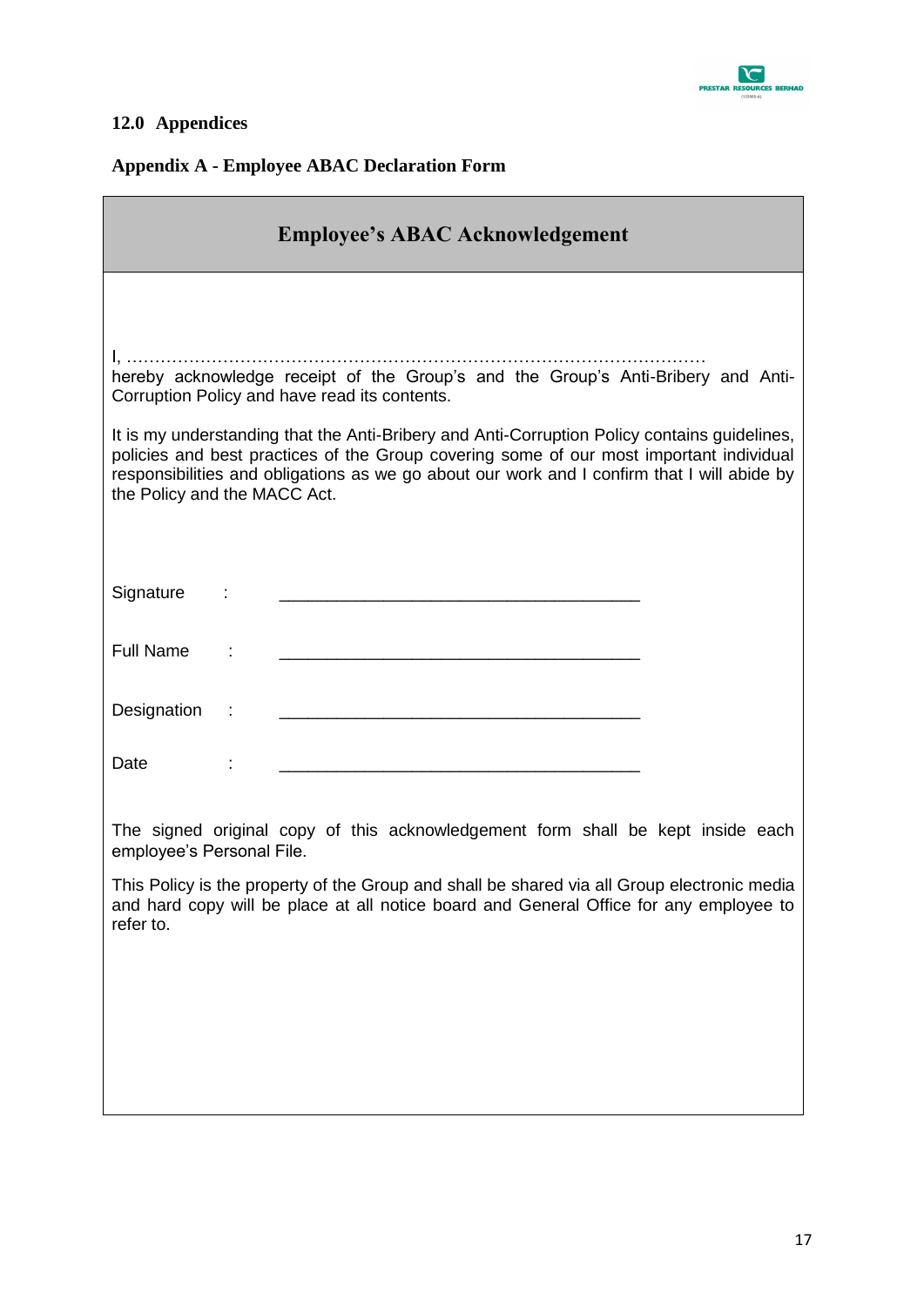## 12.0 Appendices

### Appendix A - Employee ABAC Declaration Form

### Employee's ABAC Acknowledgement

I, ………………………………………………………………………………………… hereby acknowledge receipt of the Group's and the Group's Anti-Bribery and Anti-Corruption Policy and have read its contents.

It is my understanding that the Anti-Bribery and Anti-Corruption Policy contains guidelines, policies and best practices of the Group covering some of our most important individual responsibilities and obligations as we go about our work and I confirm that I will abide by the Policy and the MACC Act.

Signature : ______________________________________

Full Name : ______________________________________

Designation : ______________________________________

Date : ______________________________________

The signed original copy of this acknowledgement form shall be kept inside each employee's Personal File.

This Policy is the property of the Group and shall be shared via all Group electronic media and hard copy will be place at all notice board and General Office for any employee to refer to.